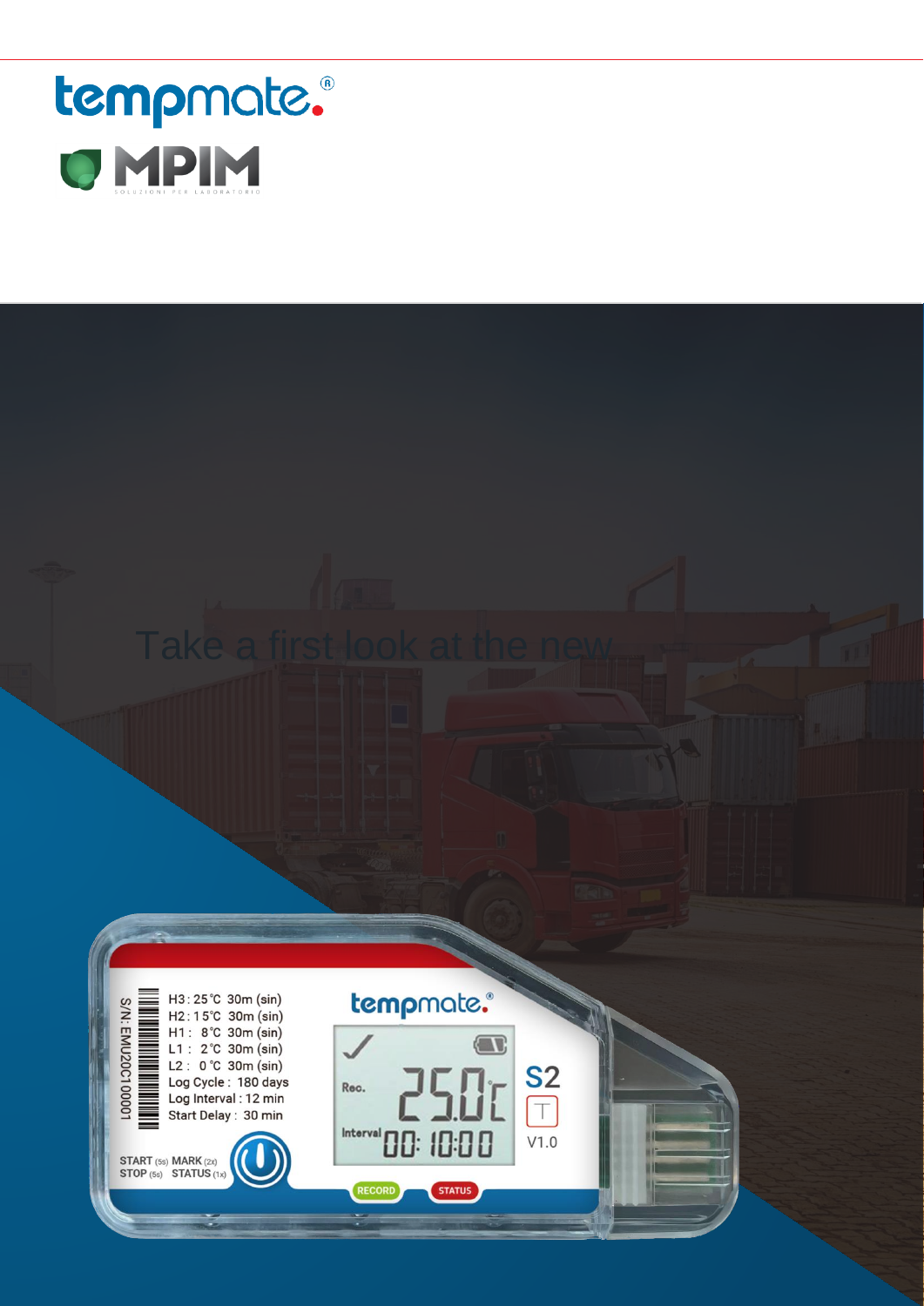Take a first look at the new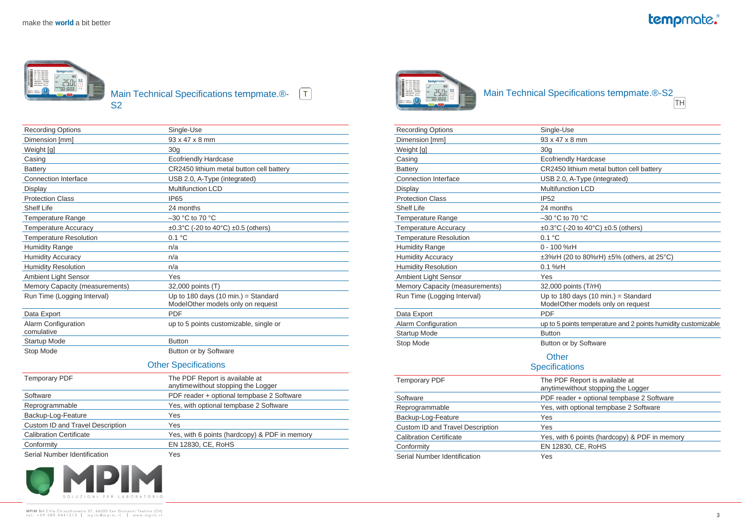make the **world** a bit better

## Main Technical Specifications tempmate.®-S2

T

| | |
|---|---|
| Recording Options | Single-Use |
| Dimension [mm] | 93 x 47 x 8 mm |
| Weight [g] | 30g |
| Casing | Ecofriendly Hardcase |
| Battery | CR2450 lithium metal button cell battery |
| Connection Interface | USB 2.0, A-Type (integrated) |
| Display | Multifunction LCD |
| Protection Class | IP65 |
| Shelf Life | 24 months |
| Temperature Range | –30 °C to 70 °C |
| Temperature Accuracy | ±0.3°C (-20 to 40°C) ±0.5 (others) |
| Temperature Resolution | 0.1 °C |
| Humidity Range | n/a |
| Humidity Accuracy | n/a |
| Humidity Resolution | n/a |
| Ambient Light Sensor | Yes |
| Memory Capacity (measurements) | 32,000 points (T) |
| Run Time (Logging Interval) | Up to 180 days (10 min.) = Standard ModelOther models only on request |
| Data Export | PDF |
| Alarm Configuration comulative | up to 5 points customizable, single or |
| Startup Mode | Button |
| Stop Mode | Button or by Software |

### Other Specifications

| | |
|---|---|
| Temporary PDF | The PDF Report is available at anytimewithout stopping the Logger |
| Software | PDF reader + optional tempbase 2 Software |
| Reprogrammable | Yes, with optional tempbase 2 Software |
| Backup-Log-Feature | Yes |
| Custom ID and Travel Description | Yes |
| Calibration Certificate | Yes, with 6 points (hardcopy) & PDF in memory |
| Conformity | EN 12830, CE, RoHS |
| Serial Number Identification | Yes |

## Main Technical Specifications tempmate.®-S2

TH

| | |
|---|---|
| Recording Options | Single-Use |
| Dimension [mm] | 93 x 47 x 8 mm |
| Weight [g] | 30g |
| Casing | Ecofriendly Hardcase |
| Battery | CR2450 lithium metal button cell battery |
| Connection Interface | USB 2.0, A-Type (integrated) |
| Display | Multifunction LCD |
| Protection Class | IP52 |
| Shelf Life | 24 months |
| Temperature Range | –30 °C to 70 °C |
| Temperature Accuracy | ±0.3°C (-20 to 40°C) ±0.5 (others) |
| Temperature Resolution | 0.1 °C |
| Humidity Range | 0 - 100 %rH |
| Humidity Accuracy | ±3%rH (20 to 80%rH) ±5% (others, at 25°C) |
| Humidity Resolution | 0.1 %rH |
| Ambient Light Sensor | Yes |
| Memory Capacity (measurements) | 32,000 points (T/rH) |
| Run Time (Logging Interval) | Up to 180 days (10 min.) = Standard ModelOther models only on request |
| Data Export | PDF |
| Alarm Configuration | up to 5 points temperature and 2 points humidity customizable |
| Startup Mode | Button |
| Stop Mode | Button or by Software |

### Other Specifications

| | |
|---|---|
| Temporary PDF | The PDF Report is available at anytimewithout stopping the Logger |
| Software | PDF reader + optional tempbase 2 Software |
| Reprogrammable | Yes, with optional tempbase 2 Software |
| Backup-Log-Feature | Yes |
| Custom ID and Travel Description | Yes |
| Calibration Certificate | Yes, with 6 points (hardcopy) & PDF in memory |
| Conformity | EN 12830, CE, RoHS |
| Serial Number Identification | Yes |

MPIM
SOLUZIONI PER LABORATORIO

MPIM Srl | Via Chiacchiaretta 37, 66020 San Giovanni Teatino (CH)
tel. +39 085 4461210 | mpim@mpim.it | www.mpim.it